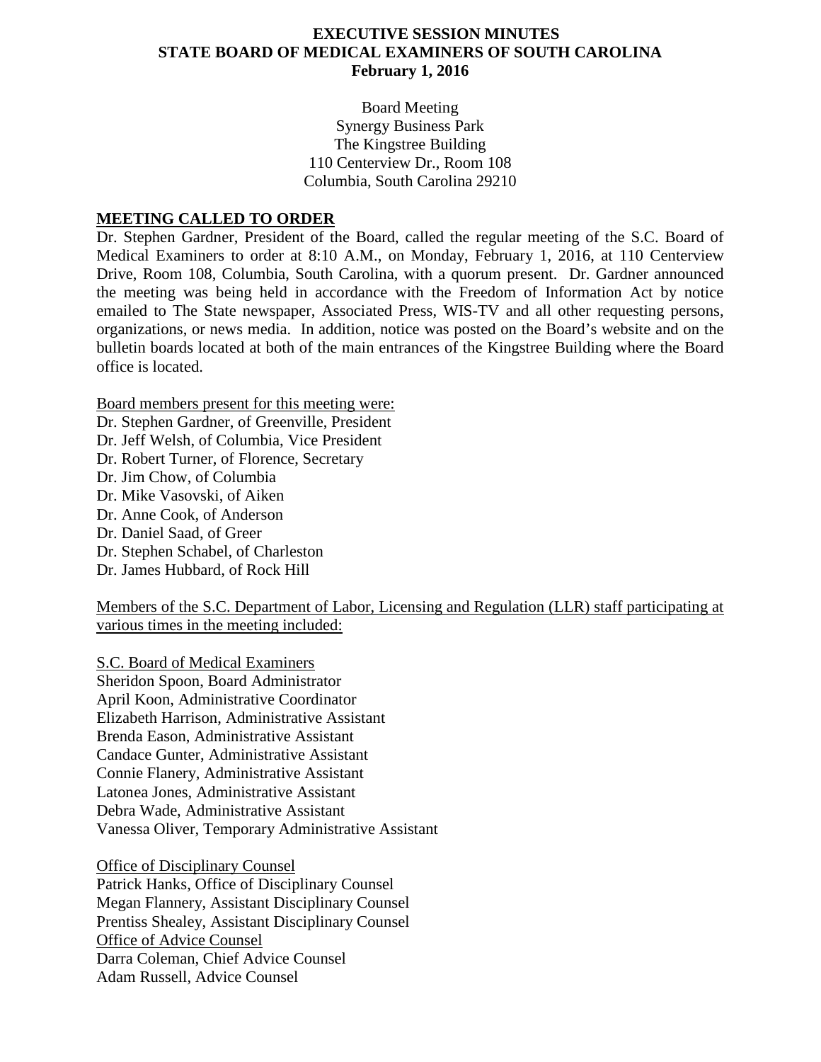# EXECUTIVE SESSION MINUTES
# STATE BOARD OF MEDICAL EXAMINERS OF SOUTH CAROLINA
# February 1, 2016

Board Meeting
Synergy Business Park
The Kingstree Building
110 Centerview Dr., Room 108
Columbia, South Carolina 29210

## MEETING CALLED TO ORDER

Dr. Stephen Gardner, President of the Board, called the regular meeting of the S.C. Board of Medical Examiners to order at 8:10 A.M., on Monday, February 1, 2016, at 110 Centerview Drive, Room 108, Columbia, South Carolina, with a quorum present. Dr. Gardner announced the meeting was being held in accordance with the Freedom of Information Act by notice emailed to The State newspaper, Associated Press, WIS-TV and all other requesting persons, organizations, or news media. In addition, notice was posted on the Board's website and on the bulletin boards located at both of the main entrances of the Kingstree Building where the Board office is located.

Board members present for this meeting were:

Dr. Stephen Gardner, of Greenville, President
Dr. Jeff Welsh, of Columbia, Vice President
Dr. Robert Turner, of Florence, Secretary
Dr. Jim Chow, of Columbia
Dr. Mike Vasovski, of Aiken
Dr. Anne Cook, of Anderson
Dr. Daniel Saad, of Greer
Dr. Stephen Schabel, of Charleston
Dr. James Hubbard, of Rock Hill

Members of the S.C. Department of Labor, Licensing and Regulation (LLR) staff participating at various times in the meeting included:

S.C. Board of Medical Examiners
Sheridon Spoon, Board Administrator
April Koon, Administrative Coordinator
Elizabeth Harrison, Administrative Assistant
Brenda Eason, Administrative Assistant
Candace Gunter, Administrative Assistant
Connie Flanery, Administrative Assistant
Latonea Jones, Administrative Assistant
Debra Wade, Administrative Assistant
Vanessa Oliver, Temporary Administrative Assistant

Office of Disciplinary Counsel
Patrick Hanks, Office of Disciplinary Counsel
Megan Flannery, Assistant Disciplinary Counsel
Prentiss Shealey, Assistant Disciplinary Counsel

Office of Advice Counsel
Darra Coleman, Chief Advice Counsel
Adam Russell, Advice Counsel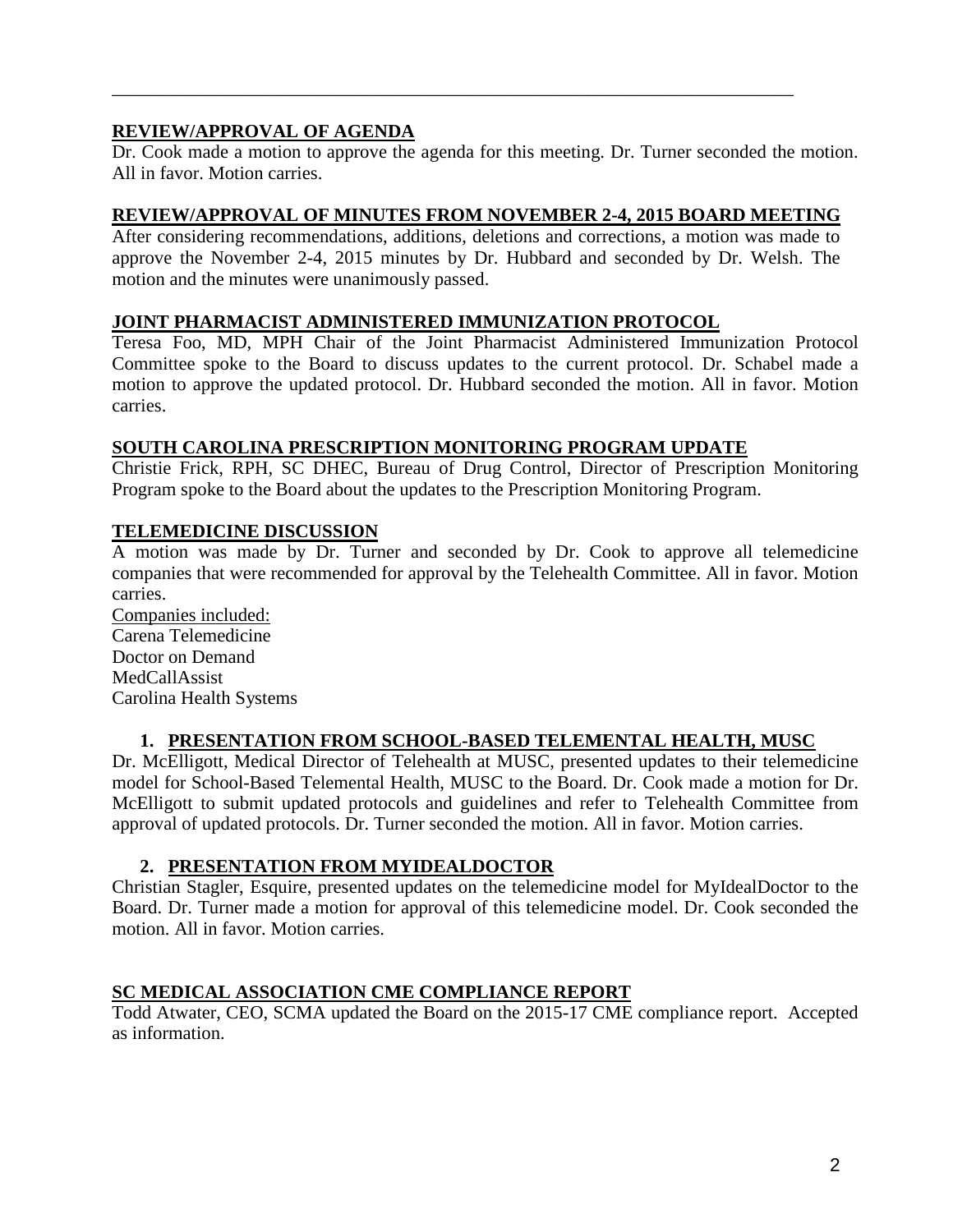---

## REVIEW/APPROVAL OF AGENDA

Dr. Cook made a motion to approve the agenda for this meeting. Dr. Turner seconded the motion. All in favor. Motion carries.

## REVIEW/APPROVAL OF MINUTES FROM NOVEMBER 2-4, 2015 BOARD MEETING

After considering recommendations, additions, deletions and corrections, a motion was made to approve the November 2-4, 2015 minutes by Dr. Hubbard and seconded by Dr. Welsh. The motion and the minutes were unanimously passed.

## JOINT PHARMACIST ADMINISTERED IMMUNIZATION PROTOCOL

Teresa Foo, MD, MPH Chair of the Joint Pharmacist Administered Immunization Protocol Committee spoke to the Board to discuss updates to the current protocol. Dr. Schabel made a motion to approve the updated protocol. Dr. Hubbard seconded the motion. All in favor. Motion carries.

## SOUTH CAROLINA PRESCRIPTION MONITORING PROGRAM UPDATE

Christie Frick, RPH, SC DHEC, Bureau of Drug Control, Director of Prescription Monitoring Program spoke to the Board about the updates to the Prescription Monitoring Program.

## TELEMEDICINE DISCUSSION

A motion was made by Dr. Turner and seconded by Dr. Cook to approve all telemedicine companies that were recommended for approval by the Telehealth Committee. All in favor. Motion carries.

Companies included:
Carena Telemedicine
Doctor on Demand
MedCallAssist
Carolina Health Systems

### 1. PRESENTATION FROM SCHOOL-BASED TELEMENTAL HEALTH, MUSC

Dr. McElligott, Medical Director of Telehealth at MUSC, presented updates to their telemedicine model for School-Based Telemental Health, MUSC to the Board. Dr. Cook made a motion for Dr. McElligott to submit updated protocols and guidelines and refer to Telehealth Committee from approval of updated protocols. Dr. Turner seconded the motion. All in favor. Motion carries.

### 2. PRESENTATION FROM MYIDEALDOCTOR

Christian Stagler, Esquire, presented updates on the telemedicine model for MyIdealDoctor to the Board. Dr. Turner made a motion for approval of this telemedicine model. Dr. Cook seconded the motion. All in favor. Motion carries.

## SC MEDICAL ASSOCIATION CME COMPLIANCE REPORT

Todd Atwater, CEO, SCMA updated the Board on the 2015-17 CME compliance report. Accepted as information.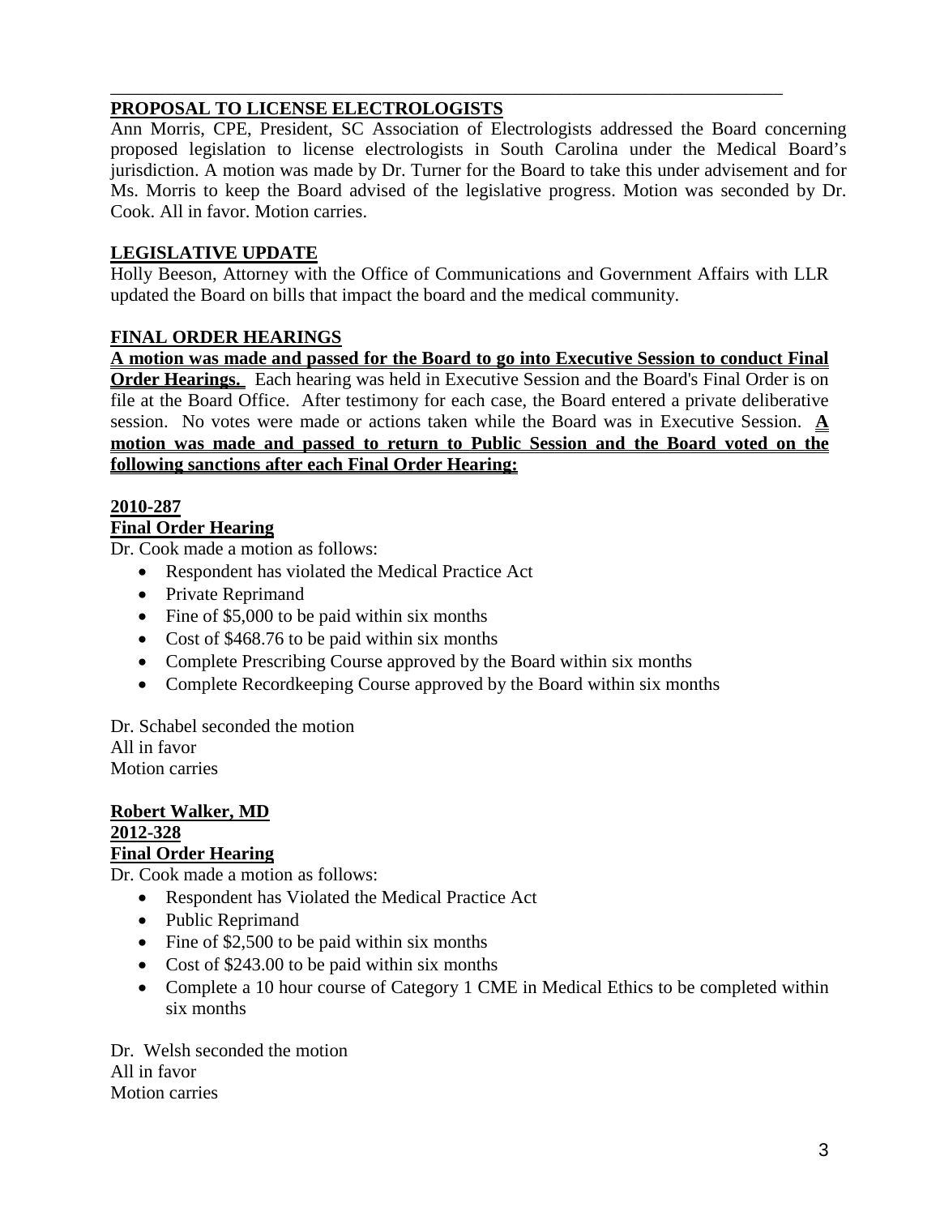---

**PROPOSAL TO LICENSE ELECTROLOGISTS**

Ann Morris, CPE, President, SC Association of Electrologists addressed the Board concerning proposed legislation to license electrologists in South Carolina under the Medical Board's jurisdiction. A motion was made by Dr. Turner for the Board to take this under advisement and for Ms. Morris to keep the Board advised of the legislative progress. Motion was seconded by Dr. Cook. All in favor. Motion carries.

**LEGISLATIVE UPDATE**

Holly Beeson, Attorney with the Office of Communications and Government Affairs with LLR updated the Board on bills that impact the board and the medical community.

**FINAL ORDER HEARINGS**

**A motion was made and passed for the Board to go into Executive Session to conduct Final Order Hearings.** Each hearing was held in Executive Session and the Board's Final Order is on file at the Board Office. After testimony for each case, the Board entered a private deliberative session. No votes were made or actions taken while the Board was in Executive Session. **A motion was made and passed to return to Public Session and the Board voted on the following sanctions after each Final Order Hearing:**

**2010-287**
**Final Order Hearing**

Dr. Cook made a motion as follows:

- Respondent has violated the Medical Practice Act
- Private Reprimand
- Fine of $5,000 to be paid within six months
- Cost of $468.76 to be paid within six months
- Complete Prescribing Course approved by the Board within six months
- Complete Recordkeeping Course approved by the Board within six months

Dr. Schabel seconded the motion
All in favor
Motion carries

**Robert Walker, MD**
**2012-328**
**Final Order Hearing**

Dr. Cook made a motion as follows:

- Respondent has Violated the Medical Practice Act
- Public Reprimand
- Fine of $2,500 to be paid within six months
- Cost of $243.00 to be paid within six months
- Complete a 10 hour course of Category 1 CME in Medical Ethics to be completed within six months

Dr. Welsh seconded the motion
All in favor
Motion carries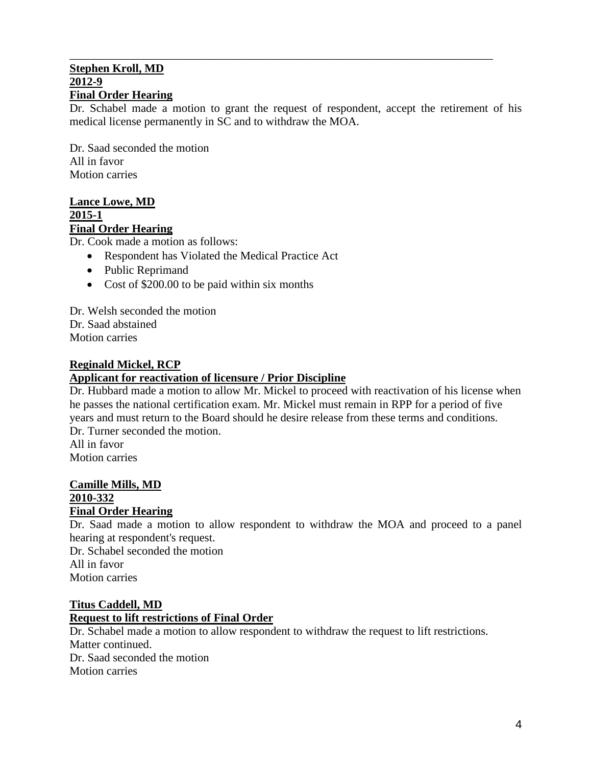---

**Stephen Kroll, MD**
**2012-9**
**Final Order Hearing**

Dr. Schabel made a motion to grant the request of respondent, accept the retirement of his medical license permanently in SC and to withdraw the MOA.

Dr. Saad seconded the motion
All in favor
Motion carries

**Lance Lowe, MD**
**2015-1**
**Final Order Hearing**

Dr. Cook made a motion as follows:

- Respondent has Violated the Medical Practice Act
- Public Reprimand
- Cost of $200.00 to be paid within six months

Dr. Welsh seconded the motion
Dr. Saad abstained
Motion carries

**Reginald Mickel, RCP**
**Applicant for reactivation of licensure / Prior Discipline**

Dr. Hubbard made a motion to allow Mr. Mickel to proceed with reactivation of his license when he passes the national certification exam. Mr. Mickel must remain in RPP for a period of five years and must return to the Board should he desire release from these terms and conditions.
Dr. Turner seconded the motion.
All in favor
Motion carries

**Camille Mills, MD**
**2010-332**
**Final Order Hearing**

Dr. Saad made a motion to allow respondent to withdraw the MOA and proceed to a panel hearing at respondent's request.
Dr. Schabel seconded the motion
All in favor
Motion carries

**Titus Caddell, MD**
**Request to lift restrictions of Final Order**

Dr. Schabel made a motion to allow respondent to withdraw the request to lift restrictions.
Matter continued.
Dr. Saad seconded the motion
Motion carries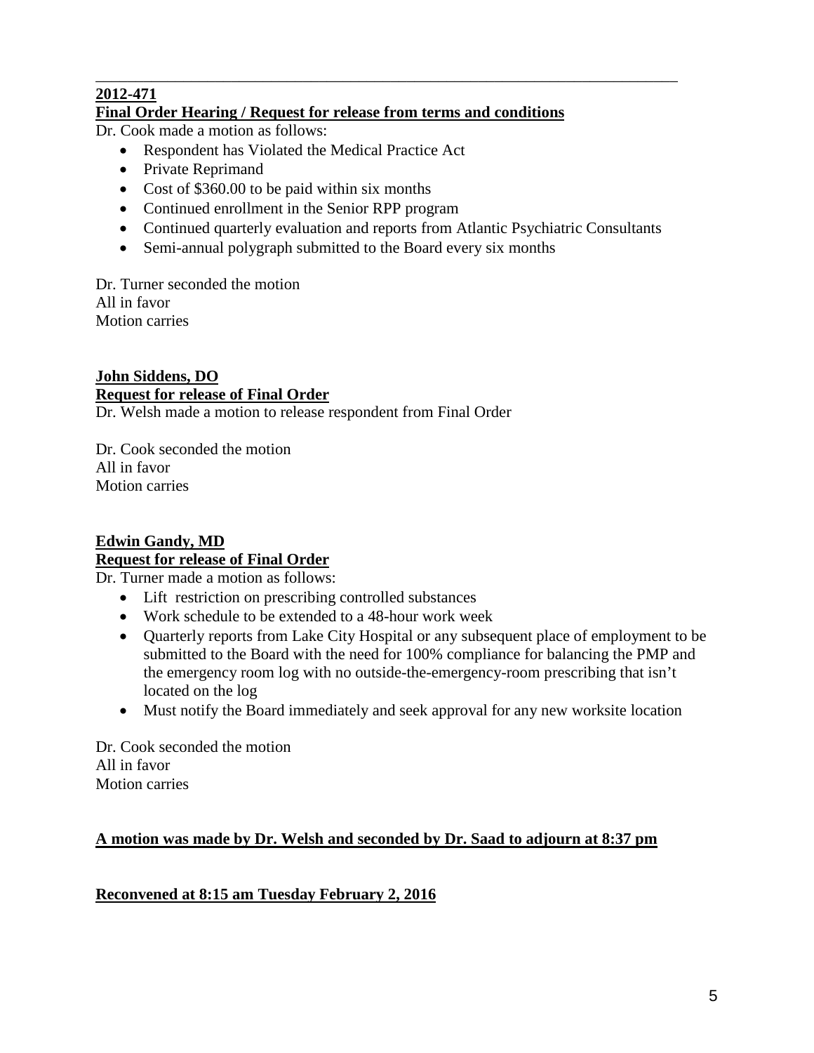---

**2012-471**

**Final Order Hearing / Request for release from terms and conditions**

Dr. Cook made a motion as follows:

- Respondent has Violated the Medical Practice Act
- Private Reprimand
- Cost of $360.00 to be paid within six months
- Continued enrollment in the Senior RPP program
- Continued quarterly evaluation and reports from Atlantic Psychiatric Consultants
- Semi-annual polygraph submitted to the Board every six months

Dr. Turner seconded the motion
All in favor
Motion carries

**John Siddens, DO**

**Request for release of Final Order**

Dr. Welsh made a motion to release respondent from Final Order

Dr. Cook seconded the motion
All in favor
Motion carries

**Edwin Gandy, MD**

**Request for release of Final Order**

Dr. Turner made a motion as follows:

- Lift restriction on prescribing controlled substances
- Work schedule to be extended to a 48-hour work week
- Quarterly reports from Lake City Hospital or any subsequent place of employment to be submitted to the Board with the need for 100% compliance for balancing the PMP and the emergency room log with no outside-the-emergency-room prescribing that isn't located on the log
- Must notify the Board immediately and seek approval for any new worksite location

Dr. Cook seconded the motion
All in favor
Motion carries

**A motion was made by Dr. Welsh and seconded by Dr. Saad to adjourn at 8:37 pm**

**Reconvened at 8:15 am Tuesday February 2, 2016**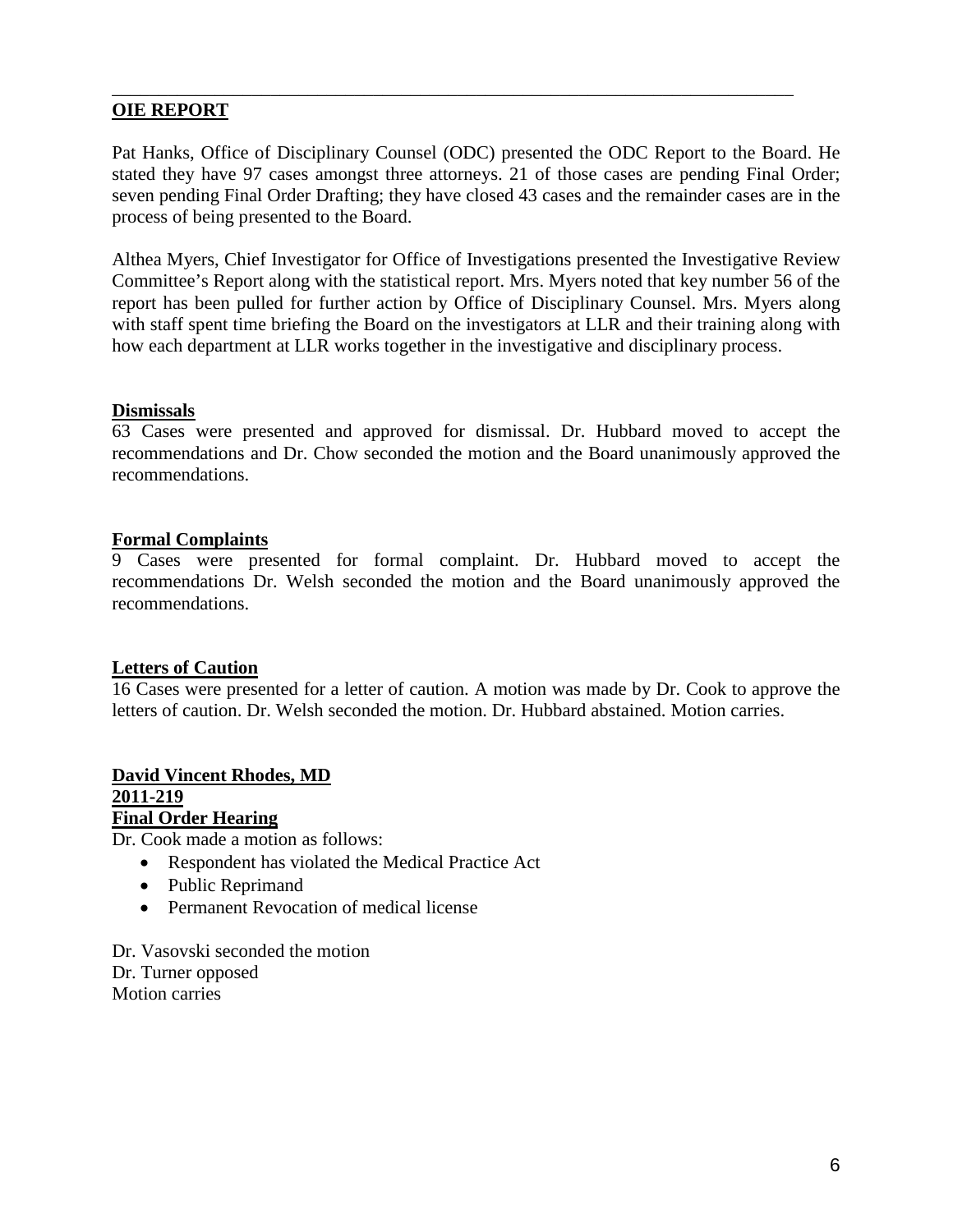## OIE REPORT

Pat Hanks, Office of Disciplinary Counsel (ODC) presented the ODC Report to the Board. He stated they have 97 cases amongst three attorneys. 21 of those cases are pending Final Order; seven pending Final Order Drafting; they have closed 43 cases and the remainder cases are in the process of being presented to the Board.

Althea Myers, Chief Investigator for Office of Investigations presented the Investigative Review Committee's Report along with the statistical report. Mrs. Myers noted that key number 56 of the report has been pulled for further action by Office of Disciplinary Counsel. Mrs. Myers along with staff spent time briefing the Board on the investigators at LLR and their training along with how each department at LLR works together in the investigative and disciplinary process.

### Dismissals

63 Cases were presented and approved for dismissal. Dr. Hubbard moved to accept the recommendations and Dr. Chow seconded the motion and the Board unanimously approved the recommendations.

### Formal Complaints

9 Cases were presented for formal complaint. Dr. Hubbard moved to accept the recommendations Dr. Welsh seconded the motion and the Board unanimously approved the recommendations.

### Letters of Caution

16 Cases were presented for a letter of caution. A motion was made by Dr. Cook to approve the letters of caution. Dr. Welsh seconded the motion. Dr. Hubbard abstained. Motion carries.

### David Vincent Rhodes, MD
### 2011-219
### Final Order Hearing

Dr. Cook made a motion as follows:

- Respondent has violated the Medical Practice Act
- Public Reprimand
- Permanent Revocation of medical license

Dr. Vasovski seconded the motion
Dr. Turner opposed
Motion carries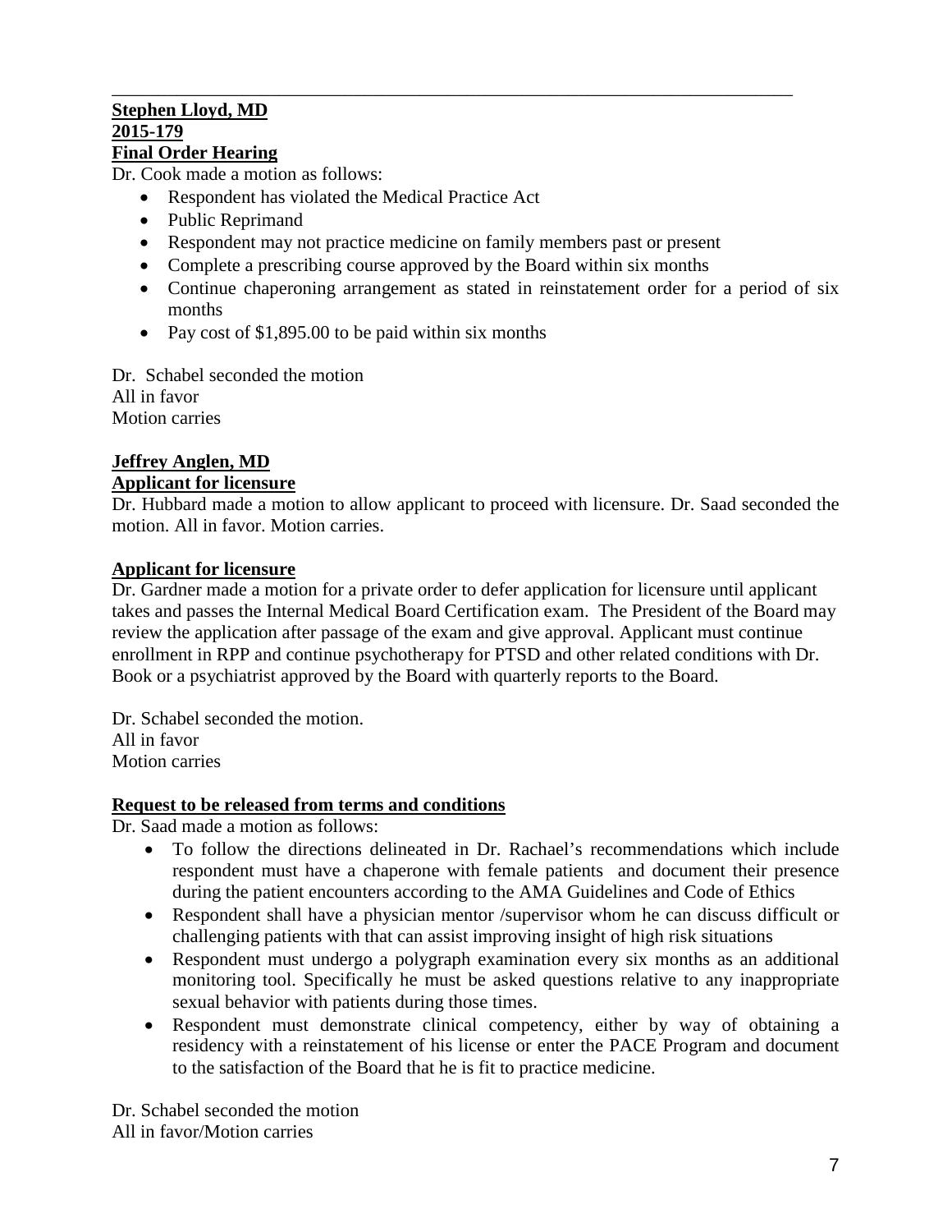---

**Stephen Lloyd, MD**
**2015-179**
**Final Order Hearing**

Dr. Cook made a motion as follows:

- Respondent has violated the Medical Practice Act
- Public Reprimand
- Respondent may not practice medicine on family members past or present
- Complete a prescribing course approved by the Board within six months
- Continue chaperoning arrangement as stated in reinstatement order for a period of six months
- Pay cost of $1,895.00 to be paid within six months

Dr. Schabel seconded the motion
All in favor
Motion carries

**Jeffrey Anglen, MD**
**Applicant for licensure**

Dr. Hubbard made a motion to allow applicant to proceed with licensure. Dr. Saad seconded the motion. All in favor. Motion carries.

**Applicant for licensure**

Dr. Gardner made a motion for a private order to defer application for licensure until applicant takes and passes the Internal Medical Board Certification exam. The President of the Board may review the application after passage of the exam and give approval. Applicant must continue enrollment in RPP and continue psychotherapy for PTSD and other related conditions with Dr. Book or a psychiatrist approved by the Board with quarterly reports to the Board.

Dr. Schabel seconded the motion.
All in favor
Motion carries

**Request to be released from terms and conditions**

Dr. Saad made a motion as follows:

- To follow the directions delineated in Dr. Rachael's recommendations which include respondent must have a chaperone with female patients and document their presence during the patient encounters according to the AMA Guidelines and Code of Ethics
- Respondent shall have a physician mentor /supervisor whom he can discuss difficult or challenging patients with that can assist improving insight of high risk situations
- Respondent must undergo a polygraph examination every six months as an additional monitoring tool. Specifically he must be asked questions relative to any inappropriate sexual behavior with patients during those times.
- Respondent must demonstrate clinical competency, either by way of obtaining a residency with a reinstatement of his license or enter the PACE Program and document to the satisfaction of the Board that he is fit to practice medicine.

Dr. Schabel seconded the motion
All in favor/Motion carries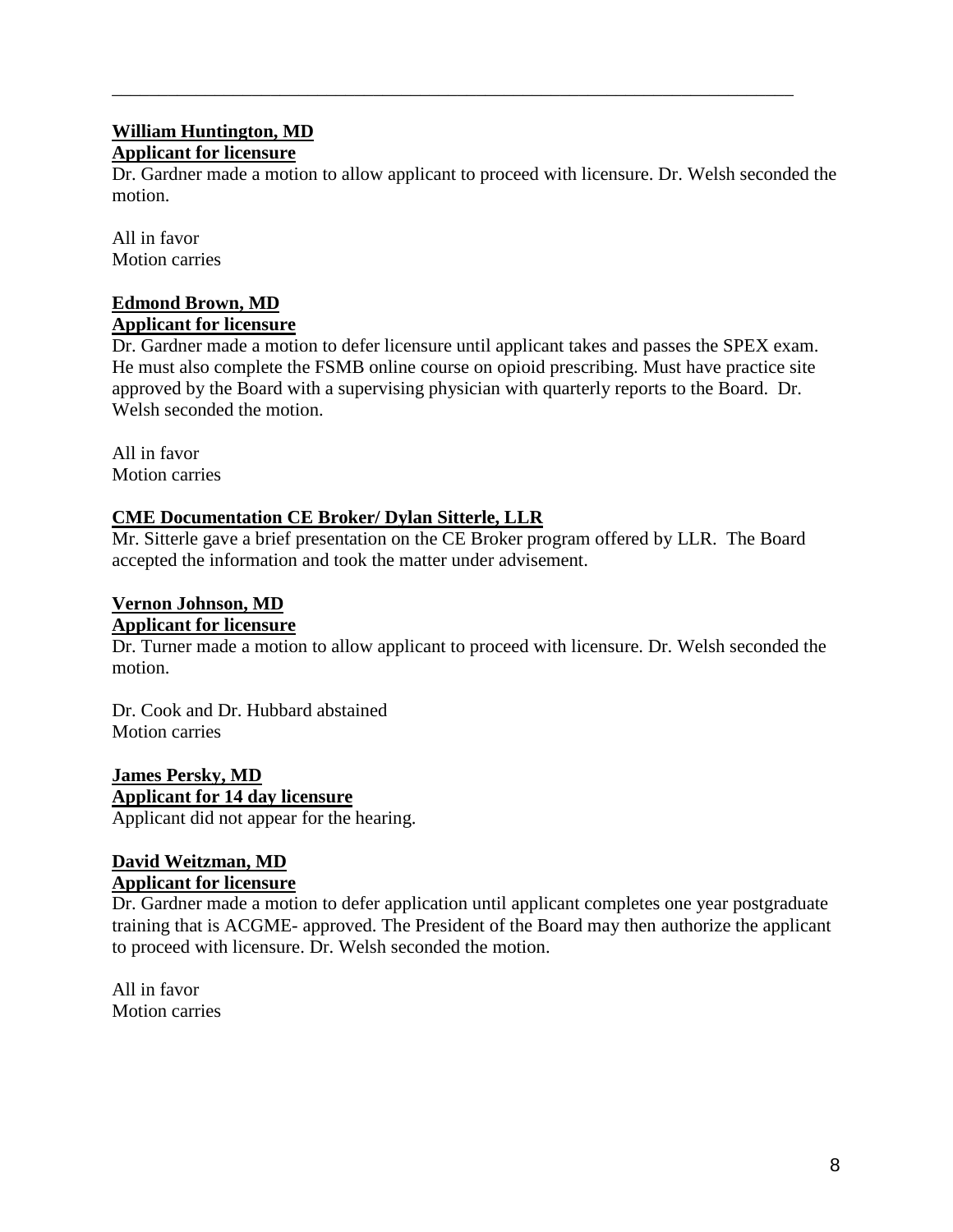---

**William Huntington, MD**
**Applicant for licensure**

Dr. Gardner made a motion to allow applicant to proceed with licensure. Dr. Welsh seconded the motion.

All in favor
Motion carries

**Edmond Brown, MD**
**Applicant for licensure**

Dr. Gardner made a motion to defer licensure until applicant takes and passes the SPEX exam. He must also complete the FSMB online course on opioid prescribing. Must have practice site approved by the Board with a supervising physician with quarterly reports to the Board. Dr. Welsh seconded the motion.

All in favor
Motion carries

**CME Documentation CE Broker/ Dylan Sitterle, LLR**

Mr. Sitterle gave a brief presentation on the CE Broker program offered by LLR. The Board accepted the information and took the matter under advisement.

**Vernon Johnson, MD**
**Applicant for licensure**

Dr. Turner made a motion to allow applicant to proceed with licensure. Dr. Welsh seconded the motion.

Dr. Cook and Dr. Hubbard abstained
Motion carries

**James Persky, MD**
**Applicant for 14 day licensure**

Applicant did not appear for the hearing.

**David Weitzman, MD**
**Applicant for licensure**

Dr. Gardner made a motion to defer application until applicant completes one year postgraduate training that is ACGME- approved. The President of the Board may then authorize the applicant to proceed with licensure. Dr. Welsh seconded the motion.

All in favor
Motion carries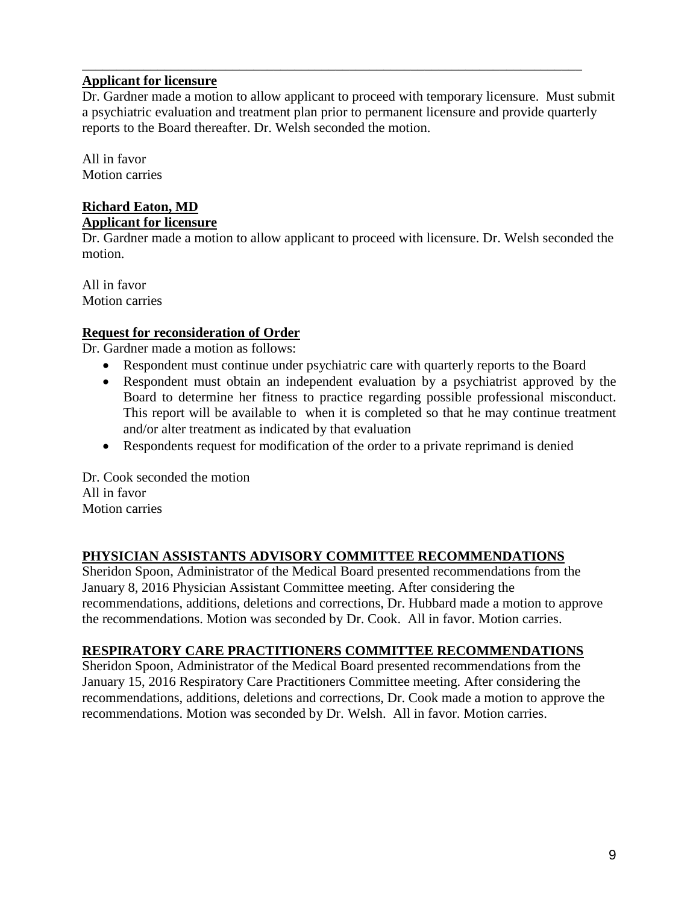---

**Applicant for licensure**

Dr. Gardner made a motion to allow applicant to proceed with temporary licensure. Must submit a psychiatric evaluation and treatment plan prior to permanent licensure and provide quarterly reports to the Board thereafter. Dr. Welsh seconded the motion.

All in favor
Motion carries

**Richard Eaton, MD**
**Applicant for licensure**

Dr. Gardner made a motion to allow applicant to proceed with licensure. Dr. Welsh seconded the motion.

All in favor
Motion carries

**Request for reconsideration of Order**

Dr. Gardner made a motion as follows:

- Respondent must continue under psychiatric care with quarterly reports to the Board
- Respondent must obtain an independent evaluation by a psychiatrist approved by the Board to determine her fitness to practice regarding possible professional misconduct. This report will be available to when it is completed so that he may continue treatment and/or alter treatment as indicated by that evaluation
- Respondents request for modification of the order to a private reprimand is denied

Dr. Cook seconded the motion
All in favor
Motion carries

## PHYSICIAN ASSISTANTS ADVISORY COMMITTEE RECOMMENDATIONS

Sheridon Spoon, Administrator of the Medical Board presented recommendations from the January 8, 2016 Physician Assistant Committee meeting. After considering the recommendations, additions, deletions and corrections, Dr. Hubbard made a motion to approve the recommendations. Motion was seconded by Dr. Cook. All in favor. Motion carries.

## RESPIRATORY CARE PRACTITIONERS COMMITTEE RECOMMENDATIONS

Sheridon Spoon, Administrator of the Medical Board presented recommendations from the January 15, 2016 Respiratory Care Practitioners Committee meeting. After considering the recommendations, additions, deletions and corrections, Dr. Cook made a motion to approve the recommendations. Motion was seconded by Dr. Welsh. All in favor. Motion carries.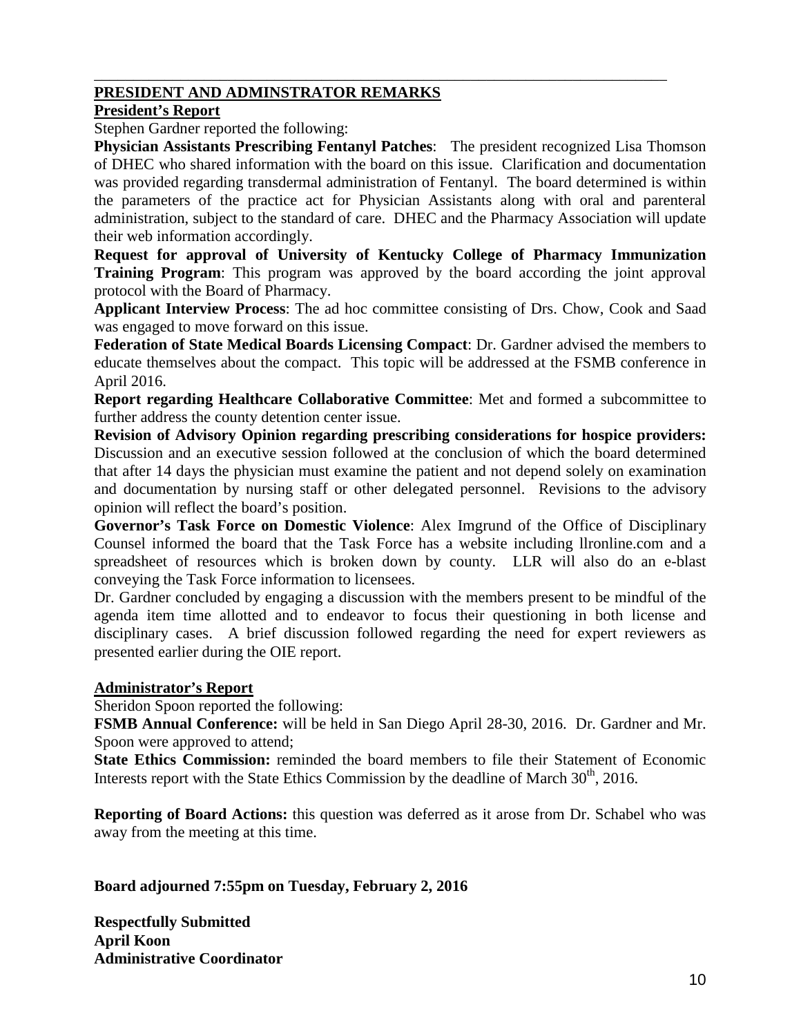## PRESIDENT AND ADMINSTRATOR REMARKS

### President's Report

Stephen Gardner reported the following:

**Physician Assistants Prescribing Fentanyl Patches**: The president recognized Lisa Thomson of DHEC who shared information with the board on this issue. Clarification and documentation was provided regarding transdermal administration of Fentanyl. The board determined is within the parameters of the practice act for Physician Assistants along with oral and parenteral administration, subject to the standard of care. DHEC and the Pharmacy Association will update their web information accordingly.

**Request for approval of University of Kentucky College of Pharmacy Immunization Training Program**: This program was approved by the board according the joint approval protocol with the Board of Pharmacy.

**Applicant Interview Process**: The ad hoc committee consisting of Drs. Chow, Cook and Saad was engaged to move forward on this issue.

**Federation of State Medical Boards Licensing Compact**: Dr. Gardner advised the members to educate themselves about the compact. This topic will be addressed at the FSMB conference in April 2016.

**Report regarding Healthcare Collaborative Committee**: Met and formed a subcommittee to further address the county detention center issue.

**Revision of Advisory Opinion regarding prescribing considerations for hospice providers:** Discussion and an executive session followed at the conclusion of which the board determined that after 14 days the physician must examine the patient and not depend solely on examination and documentation by nursing staff or other delegated personnel. Revisions to the advisory opinion will reflect the board's position.

**Governor's Task Force on Domestic Violence**: Alex Imgrund of the Office of Disciplinary Counsel informed the board that the Task Force has a website including llronline.com and a spreadsheet of resources which is broken down by county. LLR will also do an e-blast conveying the Task Force information to licensees.

Dr. Gardner concluded by engaging a discussion with the members present to be mindful of the agenda item time allotted and to endeavor to focus their questioning in both license and disciplinary cases. A brief discussion followed regarding the need for expert reviewers as presented earlier during the OIE report.

### Administrator's Report

Sheridon Spoon reported the following:

**FSMB Annual Conference:** will be held in San Diego April 28-30, 2016. Dr. Gardner and Mr. Spoon were approved to attend;

**State Ethics Commission:** reminded the board members to file their Statement of Economic Interests report with the State Ethics Commission by the deadline of March 30th, 2016.

**Reporting of Board Actions:** this question was deferred as it arose from Dr. Schabel who was away from the meeting at this time.

**Board adjourned 7:55pm on Tuesday, February 2, 2016**

**Respectfully Submitted**
**April Koon**
**Administrative Coordinator**